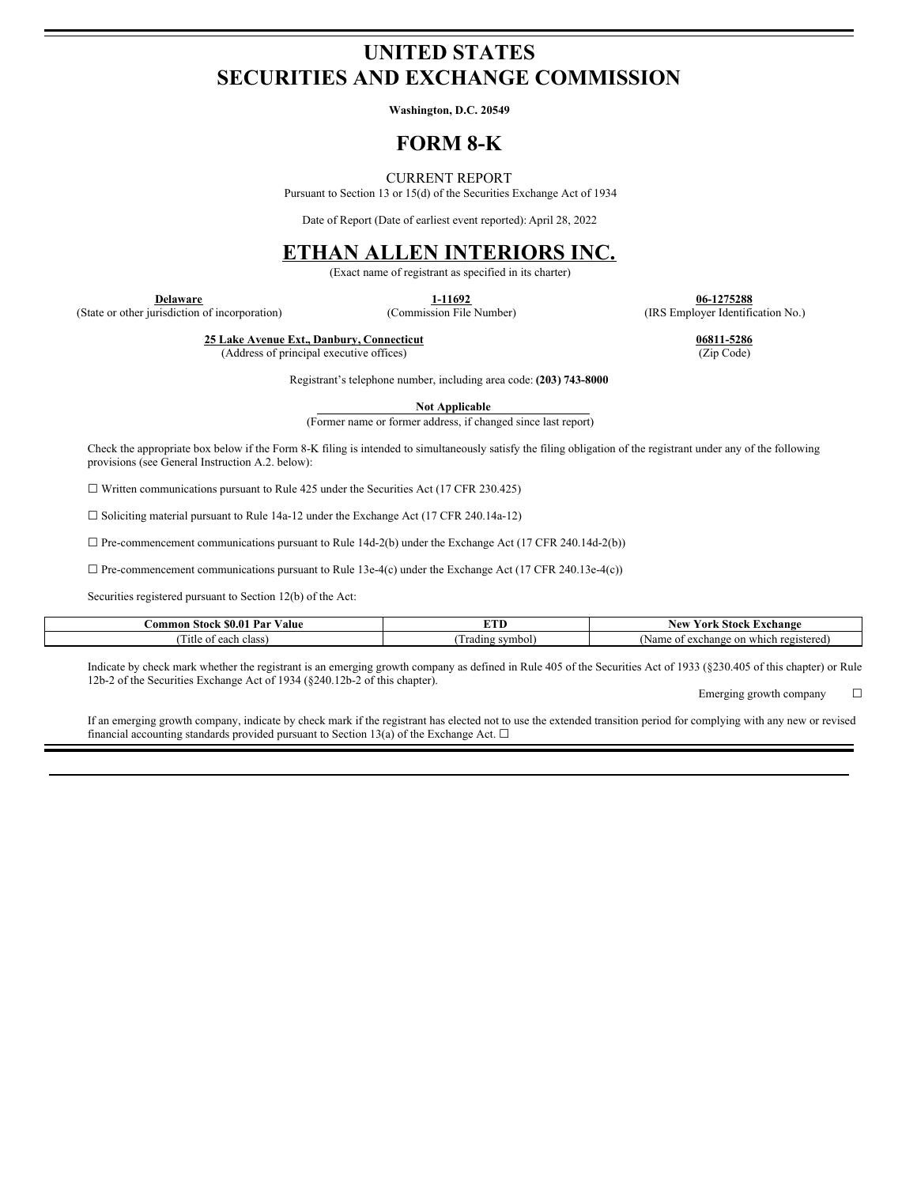# UNITED STATES
# SECURITIES AND EXCHANGE COMMISSION

**Washington, D.C. 20549**

# FORM 8-K

CURRENT REPORT

Pursuant to Section 13 or 15(d) of the Securities Exchange Act of 1934

Date of Report (Date of earliest event reported): April 28, 2022

# ETHAN ALLEN INTERIORS INC.

(Exact name of registrant as specified in its charter)

| **Delaware** | **1-11692** | **06-1275288** |
|---|---|---|
| (State or other jurisdiction of incorporation) | (Commission File Number) | (IRS Employer Identification No.) |

| **25 Lake Avenue Ext., Danbury, Connecticut** | **06811-5286** |
|---|---|
| (Address of principal executive offices) | (Zip Code) |

Registrant's telephone number, including area code: **(203) 743-8000**

**Not Applicable**

(Former name or former address, if changed since last report)

Check the appropriate box below if the Form 8-K filing is intended to simultaneously satisfy the filing obligation of the registrant under any of the following provisions (see General Instruction A.2. below):

☐ Written communications pursuant to Rule 425 under the Securities Act (17 CFR 230.425)

☐ Soliciting material pursuant to Rule 14a-12 under the Exchange Act (17 CFR 240.14a-12)

☐ Pre-commencement communications pursuant to Rule 14d-2(b) under the Exchange Act (17 CFR 240.14d-2(b))

☐ Pre-commencement communications pursuant to Rule 13e-4(c) under the Exchange Act (17 CFR 240.13e-4(c))

Securities registered pursuant to Section 12(b) of the Act:

| **Common Stock $0.01 Par Value** | **ETD** | **New York Stock Exchange** |
|---|---|---|
| (Title of each class) | (Trading symbol) | (Name of exchange on which registered) |

Indicate by check mark whether the registrant is an emerging growth company as defined in Rule 405 of the Securities Act of 1933 (§230.405 of this chapter) or Rule 12b-2 of the Securities Exchange Act of 1934 (§240.12b-2 of this chapter).

Emerging growth company ☐

If an emerging growth company, indicate by check mark if the registrant has elected not to use the extended transition period for complying with any new or revised financial accounting standards provided pursuant to Section 13(a) of the Exchange Act. ☐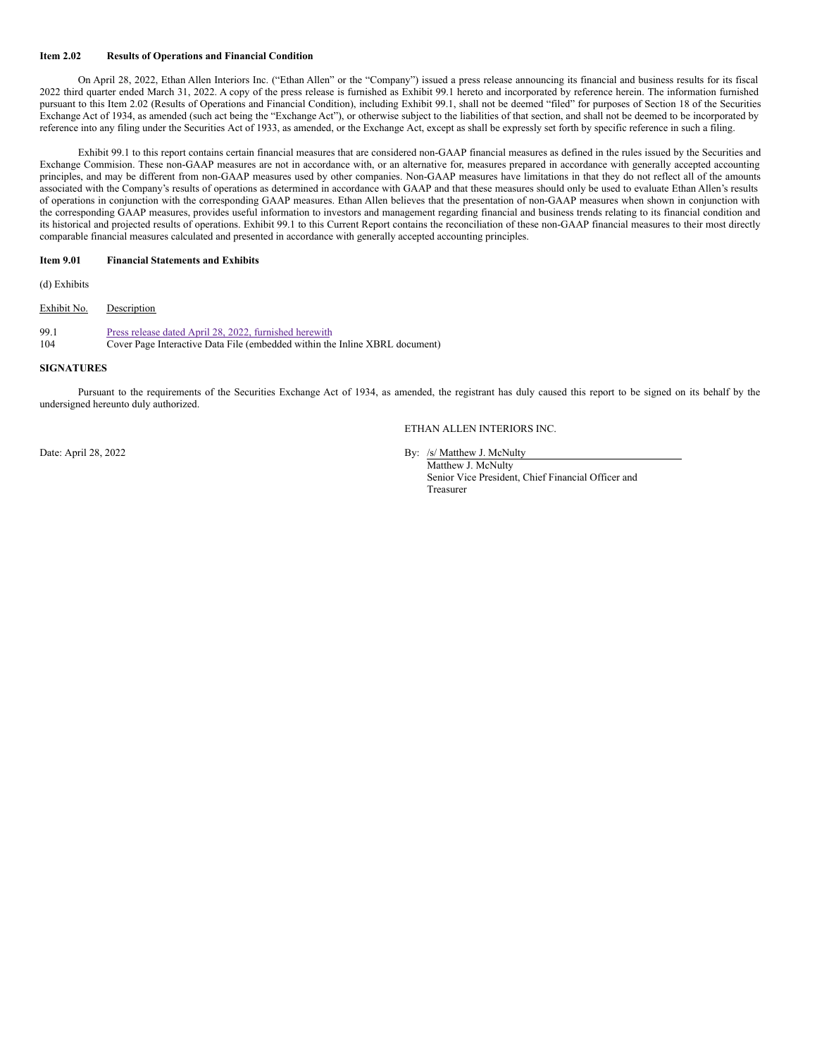**Item 2.02 Results of Operations and Financial Condition**

On April 28, 2022, Ethan Allen Interiors Inc. ("Ethan Allen" or the "Company") issued a press release announcing its financial and business results for its fiscal 2022 third quarter ended March 31, 2022. A copy of the press release is furnished as Exhibit 99.1 hereto and incorporated by reference herein. The information furnished pursuant to this Item 2.02 (Results of Operations and Financial Condition), including Exhibit 99.1, shall not be deemed "filed" for purposes of Section 18 of the Securities Exchange Act of 1934, as amended (such act being the "Exchange Act"), or otherwise subject to the liabilities of that section, and shall not be deemed to be incorporated by reference into any filing under the Securities Act of 1933, as amended, or the Exchange Act, except as shall be expressly set forth by specific reference in such a filing.

Exhibit 99.1 to this report contains certain financial measures that are considered non-GAAP financial measures as defined in the rules issued by the Securities and Exchange Commision. These non-GAAP measures are not in accordance with, or an alternative for, measures prepared in accordance with generally accepted accounting principles, and may be different from non-GAAP measures used by other companies. Non-GAAP measures have limitations in that they do not reflect all of the amounts associated with the Company's results of operations as determined in accordance with GAAP and that these measures should only be used to evaluate Ethan Allen's results of operations in conjunction with the corresponding GAAP measures. Ethan Allen believes that the presentation of non-GAAP measures when shown in conjunction with the corresponding GAAP measures, provides useful information to investors and management regarding financial and business trends relating to its financial condition and its historical and projected results of operations. Exhibit 99.1 to this Current Report contains the reconciliation of these non-GAAP financial measures to their most directly comparable financial measures calculated and presented in accordance with generally accepted accounting principles.

**Item 9.01 Financial Statements and Exhibits**

(d) Exhibits

| Exhibit No. | Description |
|---|---|
| 99.1 | Press release dated April 28, 2022, furnished herewith |
| 104 | Cover Page Interactive Data File (embedded within the Inline XBRL document) |

**SIGNATURES**

Pursuant to the requirements of the Securities Exchange Act of 1934, as amended, the registrant has duly caused this report to be signed on its behalf by the undersigned hereunto duly authorized.

ETHAN ALLEN INTERIORS INC.

Date: April 28, 2022

By: /s/ Matthew J. McNulty
Matthew J. McNulty
Senior Vice President, Chief Financial Officer and Treasurer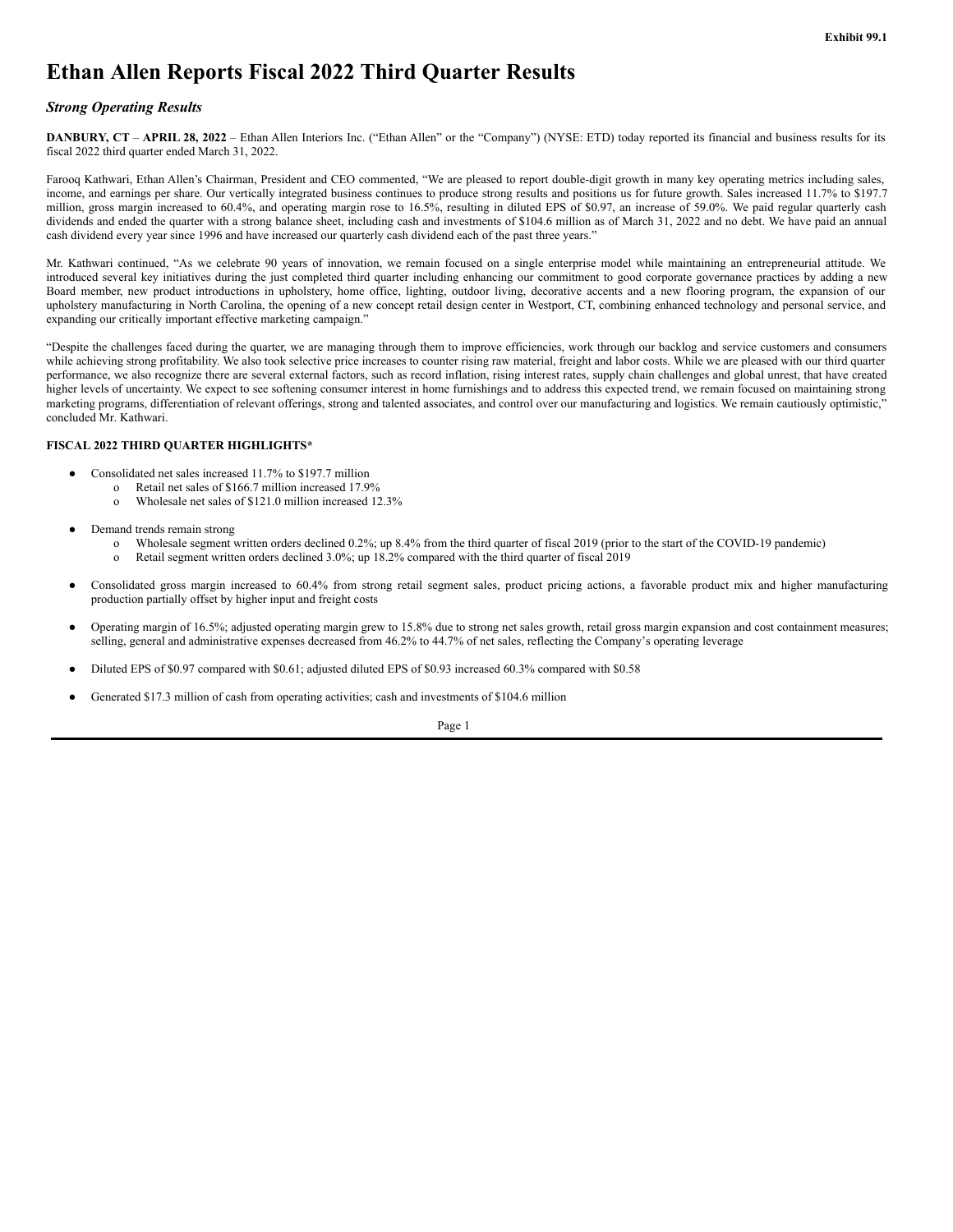**Exhibit 99.1**

# Ethan Allen Reports Fiscal 2022 Third Quarter Results

## *Strong Operating Results*

**DANBURY, CT** – **APRIL 28, 2022** – Ethan Allen Interiors Inc. ("Ethan Allen" or the "Company") (NYSE: ETD) today reported its financial and business results for its fiscal 2022 third quarter ended March 31, 2022.

Farooq Kathwari, Ethan Allen's Chairman, President and CEO commented, "We are pleased to report double-digit growth in many key operating metrics including sales, income, and earnings per share. Our vertically integrated business continues to produce strong results and positions us for future growth. Sales increased 11.7% to $197.7 million, gross margin increased to 60.4%, and operating margin rose to 16.5%, resulting in diluted EPS of $0.97, an increase of 59.0%. We paid regular quarterly cash dividends and ended the quarter with a strong balance sheet, including cash and investments of $104.6 million as of March 31, 2022 and no debt. We have paid an annual cash dividend every year since 1996 and have increased our quarterly cash dividend each of the past three years."

Mr. Kathwari continued, "As we celebrate 90 years of innovation, we remain focused on a single enterprise model while maintaining an entrepreneurial attitude. We introduced several key initiatives during the just completed third quarter including enhancing our commitment to good corporate governance practices by adding a new Board member, new product introductions in upholstery, home office, lighting, outdoor living, decorative accents and a new flooring program, the expansion of our upholstery manufacturing in North Carolina, the opening of a new concept retail design center in Westport, CT, combining enhanced technology and personal service, and expanding our critically important effective marketing campaign."

"Despite the challenges faced during the quarter, we are managing through them to improve efficiencies, work through our backlog and service customers and consumers while achieving strong profitability. We also took selective price increases to counter rising raw material, freight and labor costs. While we are pleased with our third quarter performance, we also recognize there are several external factors, such as record inflation, rising interest rates, supply chain challenges and global unrest, that have created higher levels of uncertainty. We expect to see softening consumer interest in home furnishings and to address this expected trend, we remain focused on maintaining strong marketing programs, differentiation of relevant offerings, strong and talented associates, and control over our manufacturing and logistics. We remain cautiously optimistic," concluded Mr. Kathwari.

**FISCAL 2022 THIRD QUARTER HIGHLIGHTS***

- Consolidated net sales increased 11.7% to $197.7 million
  - Retail net sales of $166.7 million increased 17.9%
  - Wholesale net sales of $121.0 million increased 12.3%

- Demand trends remain strong
  - Wholesale segment written orders declined 0.2%; up 8.4% from the third quarter of fiscal 2019 (prior to the start of the COVID-19 pandemic)
  - Retail segment written orders declined 3.0%; up 18.2% compared with the third quarter of fiscal 2019

- Consolidated gross margin increased to 60.4% from strong retail segment sales, product pricing actions, a favorable product mix and higher manufacturing production partially offset by higher input and freight costs

- Operating margin of 16.5%; adjusted operating margin grew to 15.8% due to strong net sales growth, retail gross margin expansion and cost containment measures; selling, general and administrative expenses decreased from 46.2% to 44.7% of net sales, reflecting the Company's operating leverage

- Diluted EPS of $0.97 compared with $0.61; adjusted diluted EPS of $0.93 increased 60.3% compared with $0.58

- Generated $17.3 million of cash from operating activities; cash and investments of $104.6 million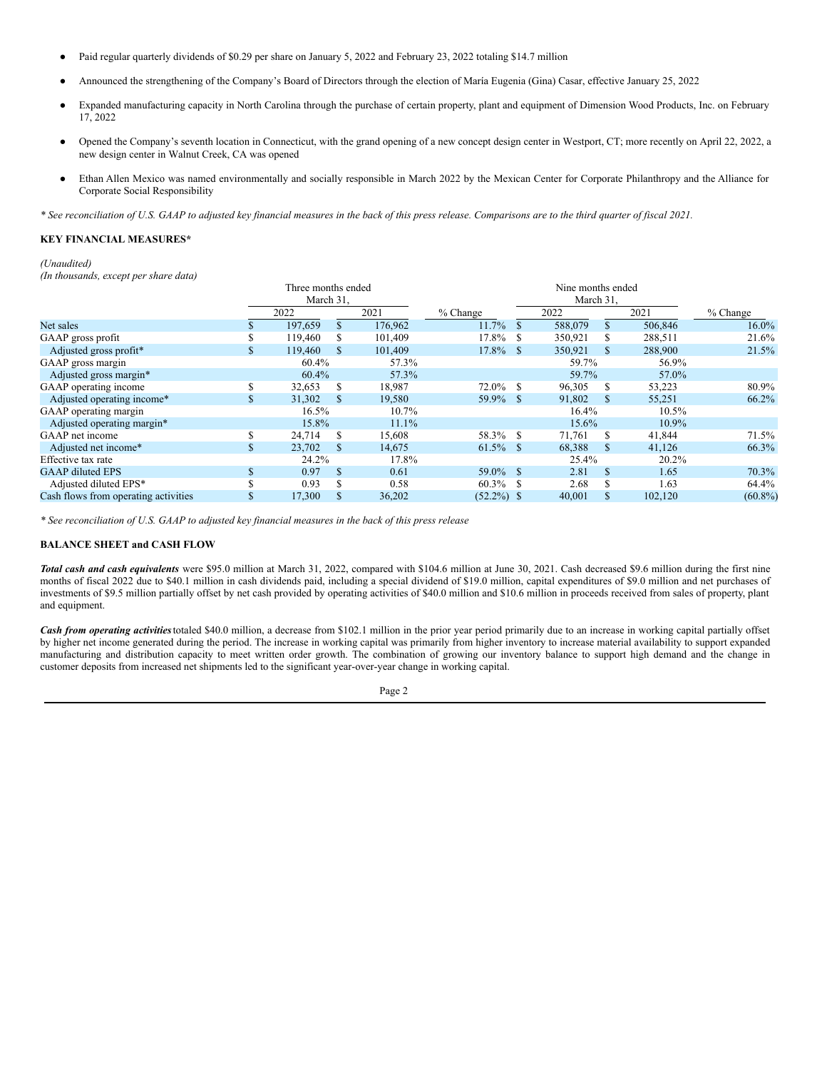- Paid regular quarterly dividends of $0.29 per share on January 5, 2022 and February 23, 2022 totaling $14.7 million
- Announced the strengthening of the Company's Board of Directors through the election of María Eugenia (Gina) Casar, effective January 25, 2022
- Expanded manufacturing capacity in North Carolina through the purchase of certain property, plant and equipment of Dimension Wood Products, Inc. on February 17, 2022
- Opened the Company's seventh location in Connecticut, with the grand opening of a new concept design center in Westport, CT; more recently on April 22, 2022, a new design center in Walnut Creek, CA was opened
- Ethan Allen Mexico was named environmentally and socially responsible in March 2022 by the Mexican Center for Corporate Philanthropy and the Alliance for Corporate Social Responsibility

*\* See reconciliation of U.S. GAAP to adjusted key financial measures in the back of this press release. Comparisons are to the third quarter of fiscal 2021.*

**KEY FINANCIAL MEASURES\***

*(Unaudited)*
*(In thousands, except per share data)*

| | Three months ended March 31, | | | Nine months ended March 31, | | |
|---|---|---|---|---|---|---|
| | 2022 | 2021 | % Change | 2022 | 2021 | % Change |
| Net sales | $ 197,659 | $ 176,962 | 11.7% | $ 588,079 | $ 506,846 | 16.0% |
| GAAP gross profit | $ 119,460 | $ 101,409 | 17.8% | $ 350,921 | $ 288,511 | 21.6% |
| Adjusted gross profit* | $ 119,460 | $ 101,409 | 17.8% | $ 350,921 | $ 288,900 | 21.5% |
| GAAP gross margin | 60.4% | 57.3% | | 59.7% | 56.9% | |
| Adjusted gross margin* | 60.4% | 57.3% | | 59.7% | 57.0% | |
| GAAP operating income | $ 32,653 | $ 18,987 | 72.0% | $ 96,305 | $ 53,223 | 80.9% |
| Adjusted operating income* | $ 31,302 | $ 19,580 | 59.9% | $ 91,802 | $ 55,251 | 66.2% |
| GAAP operating margin | 16.5% | 10.7% | | 16.4% | 10.5% | |
| Adjusted operating margin* | 15.8% | 11.1% | | 15.6% | 10.9% | |
| GAAP net income | $ 24,714 | $ 15,608 | 58.3% | $ 71,761 | $ 41,844 | 71.5% |
| Adjusted net income* | $ 23,702 | $ 14,675 | 61.5% | $ 68,388 | $ 41,126 | 66.3% |
| Effective tax rate | 24.2% | 17.8% | | 25.4% | 20.2% | |
| GAAP diluted EPS | $ 0.97 | $ 0.61 | 59.0% | $ 2.81 | $ 1.65 | 70.3% |
| Adjusted diluted EPS* | $ 0.93 | $ 0.58 | 60.3% | $ 2.68 | $ 1.63 | 64.4% |
| Cash flows from operating activities | $ 17,300 | $ 36,202 | (52.2%) | $ 40,001 | $ 102,120 | (60.8%) |

*\* See reconciliation of U.S. GAAP to adjusted key financial measures in the back of this press release*

**BALANCE SHEET and CASH FLOW**

***Total cash and cash equivalents*** were $95.0 million at March 31, 2022, compared with $104.6 million at June 30, 2021. Cash decreased $9.6 million during the first nine months of fiscal 2022 due to $40.1 million in cash dividends paid, including a special dividend of $19.0 million, capital expenditures of $9.0 million and net purchases of investments of $9.5 million partially offset by net cash provided by operating activities of $40.0 million and $10.6 million in proceeds received from sales of property, plant and equipment.

***Cash from operating activities*** totaled $40.0 million, a decrease from $102.1 million in the prior year period primarily due to an increase in working capital partially offset by higher net income generated during the period. The increase in working capital was primarily from higher inventory to increase material availability to support expanded manufacturing and distribution capacity to meet written order growth. The combination of growing our inventory balance to support high demand and the change in customer deposits from increased net shipments led to the significant year-over-year change in working capital.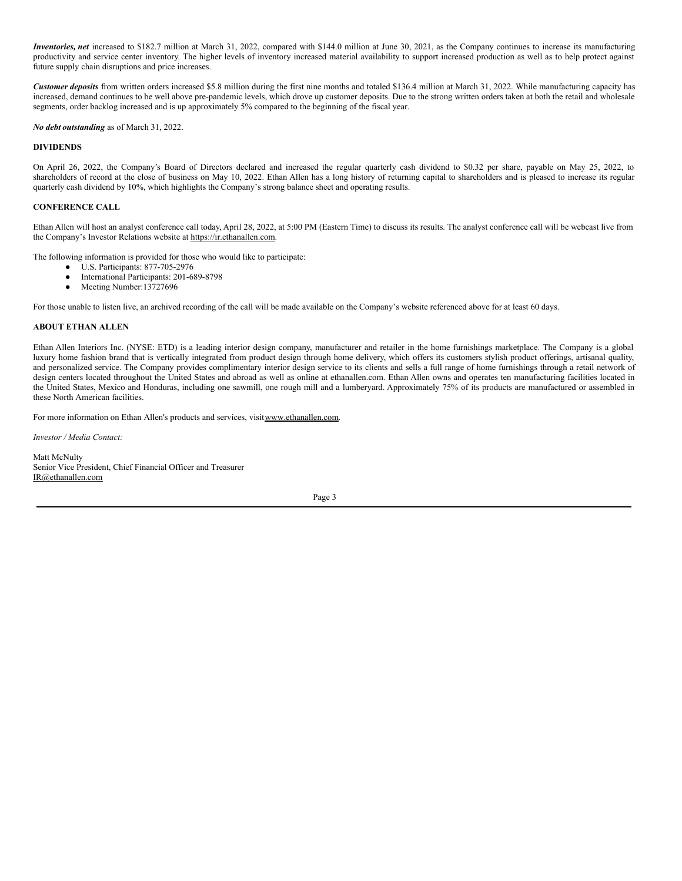***Inventories, net*** increased to $182.7 million at March 31, 2022, compared with $144.0 million at June 30, 2021, as the Company continues to increase its manufacturing productivity and service center inventory. The higher levels of inventory increased material availability to support increased production as well as to help protect against future supply chain disruptions and price increases.

***Customer deposits*** from written orders increased $5.8 million during the first nine months and totaled $136.4 million at March 31, 2022. While manufacturing capacity has increased, demand continues to be well above pre-pandemic levels, which drove up customer deposits. Due to the strong written orders taken at both the retail and wholesale segments, order backlog increased and is up approximately 5% compared to the beginning of the fiscal year.

***No debt outstanding*** as of March 31, 2022.

**DIVIDENDS**

On April 26, 2022, the Company's Board of Directors declared and increased the regular quarterly cash dividend to $0.32 per share, payable on May 25, 2022, to shareholders of record at the close of business on May 10, 2022. Ethan Allen has a long history of returning capital to shareholders and is pleased to increase its regular quarterly cash dividend by 10%, which highlights the Company's strong balance sheet and operating results.

**CONFERENCE CALL**

Ethan Allen will host an analyst conference call today, April 28, 2022, at 5:00 PM (Eastern Time) to discuss its results. The analyst conference call will be webcast live from the Company's Investor Relations website at https://ir.ethanallen.com.

The following information is provided for those who would like to participate:

- U.S. Participants: 877-705-2976
- International Participants: 201-689-8798
- Meeting Number:13727696

For those unable to listen live, an archived recording of the call will be made available on the Company's website referenced above for at least 60 days.

**ABOUT ETHAN ALLEN**

Ethan Allen Interiors Inc. (NYSE: ETD) is a leading interior design company, manufacturer and retailer in the home furnishings marketplace. The Company is a global luxury home fashion brand that is vertically integrated from product design through home delivery, which offers its customers stylish product offerings, artisanal quality, and personalized service. The Company provides complimentary interior design service to its clients and sells a full range of home furnishings through a retail network of design centers located throughout the United States and abroad as well as online at ethanallen.com. Ethan Allen owns and operates ten manufacturing facilities located in the United States, Mexico and Honduras, including one sawmill, one rough mill and a lumberyard. Approximately 75% of its products are manufactured or assembled in these North American facilities.

For more information on Ethan Allen's products and services, visit www.ethanallen.com.

*Investor / Media Contact:*

Matt McNulty
Senior Vice President, Chief Financial Officer and Treasurer
IR@ethanallen.com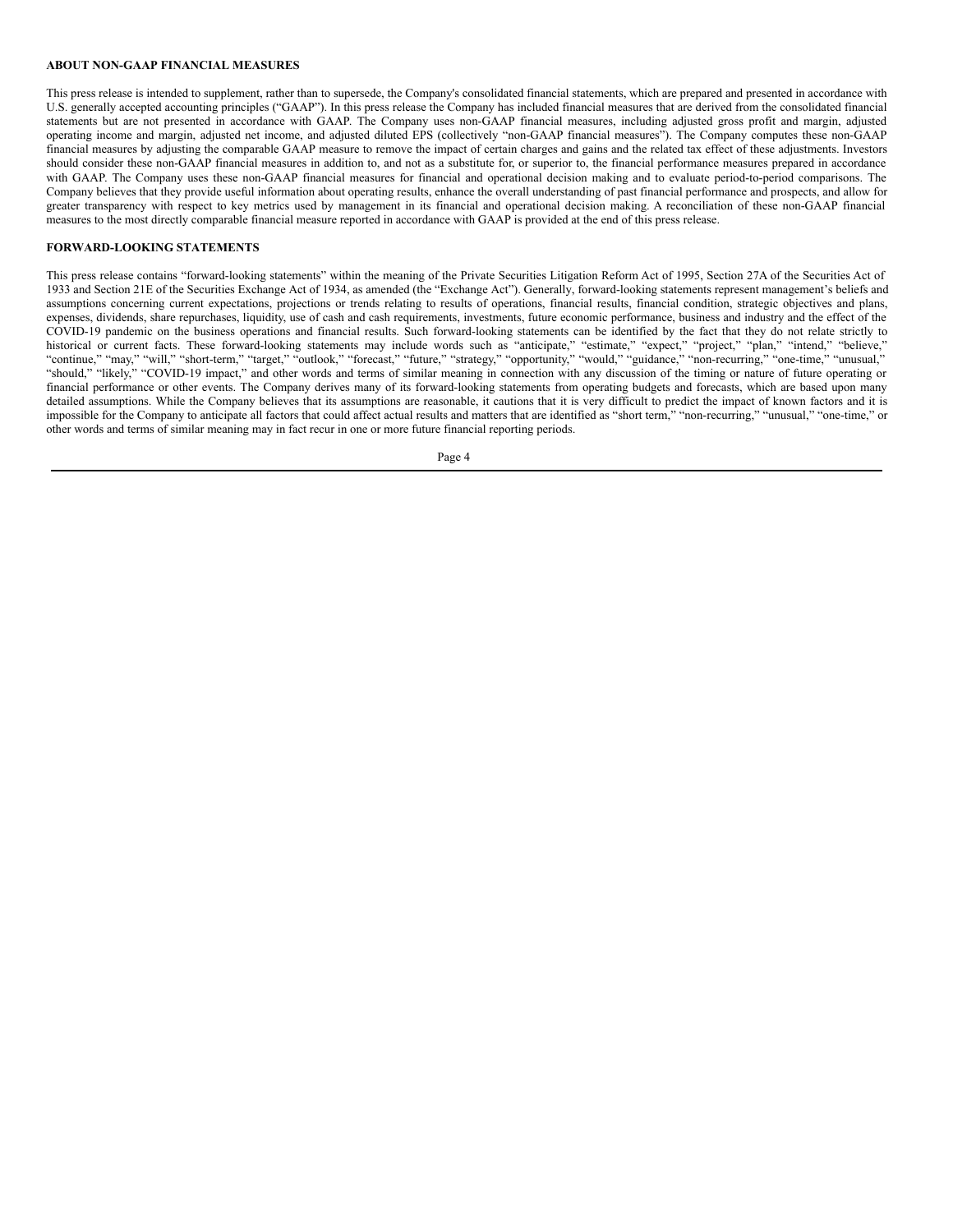**ABOUT NON-GAAP FINANCIAL MEASURES**

This press release is intended to supplement, rather than to supersede, the Company's consolidated financial statements, which are prepared and presented in accordance with U.S. generally accepted accounting principles ("GAAP"). In this press release the Company has included financial measures that are derived from the consolidated financial statements but are not presented in accordance with GAAP. The Company uses non-GAAP financial measures, including adjusted gross profit and margin, adjusted operating income and margin, adjusted net income, and adjusted diluted EPS (collectively "non-GAAP financial measures"). The Company computes these non-GAAP financial measures by adjusting the comparable GAAP measure to remove the impact of certain charges and gains and the related tax effect of these adjustments. Investors should consider these non-GAAP financial measures in addition to, and not as a substitute for, or superior to, the financial performance measures prepared in accordance with GAAP. The Company uses these non-GAAP financial measures for financial and operational decision making and to evaluate period-to-period comparisons. The Company believes that they provide useful information about operating results, enhance the overall understanding of past financial performance and prospects, and allow for greater transparency with respect to key metrics used by management in its financial and operational decision making. A reconciliation of these non-GAAP financial measures to the most directly comparable financial measure reported in accordance with GAAP is provided at the end of this press release.

**FORWARD-LOOKING STATEMENTS**

This press release contains "forward-looking statements" within the meaning of the Private Securities Litigation Reform Act of 1995, Section 27A of the Securities Act of 1933 and Section 21E of the Securities Exchange Act of 1934, as amended (the "Exchange Act"). Generally, forward-looking statements represent management's beliefs and assumptions concerning current expectations, projections or trends relating to results of operations, financial results, financial condition, strategic objectives and plans, expenses, dividends, share repurchases, liquidity, use of cash and cash requirements, investments, future economic performance, business and industry and the effect of the COVID-19 pandemic on the business operations and financial results. Such forward-looking statements can be identified by the fact that they do not relate strictly to historical or current facts. These forward-looking statements may include words such as "anticipate," "estimate," "expect," "project," "plan," "intend," "believe," "continue," "may," "will," "short-term," "target," "outlook," "forecast," "future," "strategy," "opportunity," "would," "guidance," "non-recurring," "one-time," "unusual," "should," "likely," "COVID-19 impact," and other words and terms of similar meaning in connection with any discussion of the timing or nature of future operating or financial performance or other events. The Company derives many of its forward-looking statements from operating budgets and forecasts, which are based upon many detailed assumptions. While the Company believes that its assumptions are reasonable, it cautions that it is very difficult to predict the impact of known factors and it is impossible for the Company to anticipate all factors that could affect actual results and matters that are identified as "short term," "non-recurring," "unusual," "one-time," or other words and terms of similar meaning may in fact recur in one or more future financial reporting periods.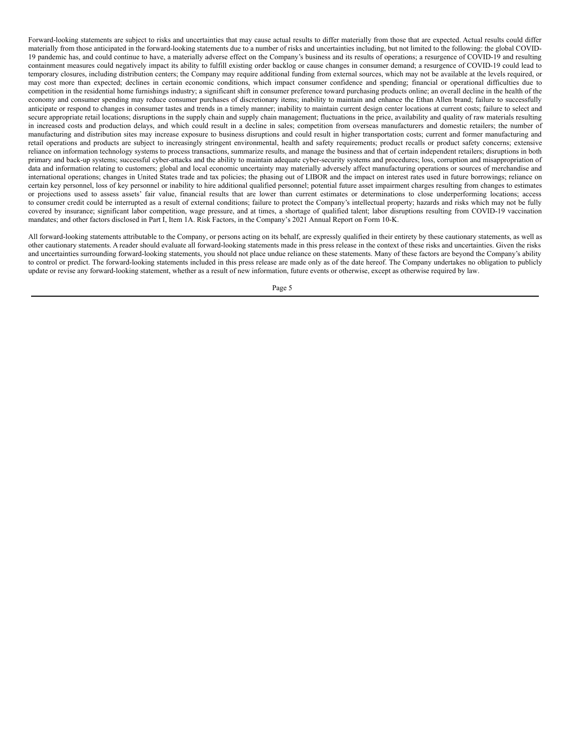Forward-looking statements are subject to risks and uncertainties that may cause actual results to differ materially from those that are expected. Actual results could differ materially from those anticipated in the forward-looking statements due to a number of risks and uncertainties including, but not limited to the following: the global COVID-19 pandemic has, and could continue to have, a materially adverse effect on the Company's business and its results of operations; a resurgence of COVID-19 and resulting containment measures could negatively impact its ability to fulfill existing order backlog or cause changes in consumer demand; a resurgence of COVID-19 could lead to temporary closures, including distribution centers; the Company may require additional funding from external sources, which may not be available at the levels required, or may cost more than expected; declines in certain economic conditions, which impact consumer confidence and spending; financial or operational difficulties due to competition in the residential home furnishings industry; a significant shift in consumer preference toward purchasing products online; an overall decline in the health of the economy and consumer spending may reduce consumer purchases of discretionary items; inability to maintain and enhance the Ethan Allen brand; failure to successfully anticipate or respond to changes in consumer tastes and trends in a timely manner; inability to maintain current design center locations at current costs; failure to select and secure appropriate retail locations; disruptions in the supply chain and supply chain management; fluctuations in the price, availability and quality of raw materials resulting in increased costs and production delays, and which could result in a decline in sales; competition from overseas manufacturers and domestic retailers; the number of manufacturing and distribution sites may increase exposure to business disruptions and could result in higher transportation costs; current and former manufacturing and retail operations and products are subject to increasingly stringent environmental, health and safety requirements; product recalls or product safety concerns; extensive reliance on information technology systems to process transactions, summarize results, and manage the business and that of certain independent retailers; disruptions in both primary and back-up systems; successful cyber-attacks and the ability to maintain adequate cyber-security systems and procedures; loss, corruption and misappropriation of data and information relating to customers; global and local economic uncertainty may materially adversely affect manufacturing operations or sources of merchandise and international operations; changes in United States trade and tax policies; the phasing out of LIBOR and the impact on interest rates used in future borrowings; reliance on certain key personnel, loss of key personnel or inability to hire additional qualified personnel; potential future asset impairment charges resulting from changes to estimates or projections used to assess assets' fair value, financial results that are lower than current estimates or determinations to close underperforming locations; access to consumer credit could be interrupted as a result of external conditions; failure to protect the Company's intellectual property; hazards and risks which may not be fully covered by insurance; significant labor competition, wage pressure, and at times, a shortage of qualified talent; labor disruptions resulting from COVID-19 vaccination mandates; and other factors disclosed in Part I, Item 1A. Risk Factors, in the Company's 2021 Annual Report on Form 10-K.

All forward-looking statements attributable to the Company, or persons acting on its behalf, are expressly qualified in their entirety by these cautionary statements, as well as other cautionary statements. A reader should evaluate all forward-looking statements made in this press release in the context of these risks and uncertainties. Given the risks and uncertainties surrounding forward-looking statements, you should not place undue reliance on these statements. Many of these factors are beyond the Company's ability to control or predict. The forward-looking statements included in this press release are made only as of the date hereof. The Company undertakes no obligation to publicly update or revise any forward-looking statement, whether as a result of new information, future events or otherwise, except as otherwise required by law.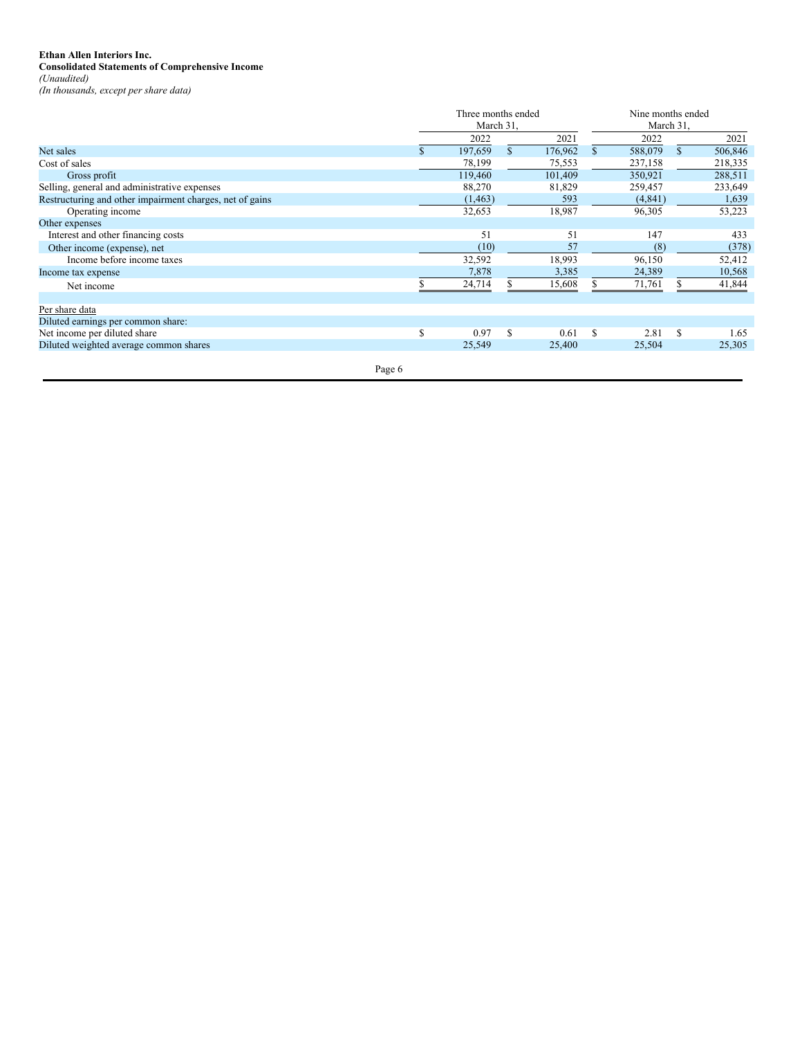**Ethan Allen Interiors Inc.**
**Consolidated Statements of Comprehensive Income**
*(Unaudited)*
*(In thousands, except per share data)*

| | Three months ended March 31, | | Nine months ended March 31, | |
|---|---|---|---|---|
| | 2022 | 2021 | 2022 | 2021 |
| Net sales | $ 197,659 | $ 176,962 | $ 588,079 | $ 506,846 |
| Cost of sales | 78,199 | 75,553 | 237,158 | 218,335 |
| Gross profit | 119,460 | 101,409 | 350,921 | 288,511 |
| Selling, general and administrative expenses | 88,270 | 81,829 | 259,457 | 233,649 |
| Restructuring and other impairment charges, net of gains | (1,463) | 593 | (4,841) | 1,639 |
| Operating income | 32,653 | 18,987 | 96,305 | 53,223 |
| Other expenses | | | | |
| Interest and other financing costs | 51 | 51 | 147 | 433 |
| Other income (expense), net | (10) | 57 | (8) | (378) |
| Income before income taxes | 32,592 | 18,993 | 96,150 | 52,412 |
| Income tax expense | 7,878 | 3,385 | 24,389 | 10,568 |
| Net income | $ 24,714 | $ 15,608 | $ 71,761 | $ 41,844 |
| | | | | |
| Per share data | | | | |
| Diluted earnings per common share: | | | | |
| Net income per diluted share | $ 0.97 | $ 0.61 | $ 2.81 | $ 1.65 |
| Diluted weighted average common shares | 25,549 | 25,400 | 25,504 | 25,305 |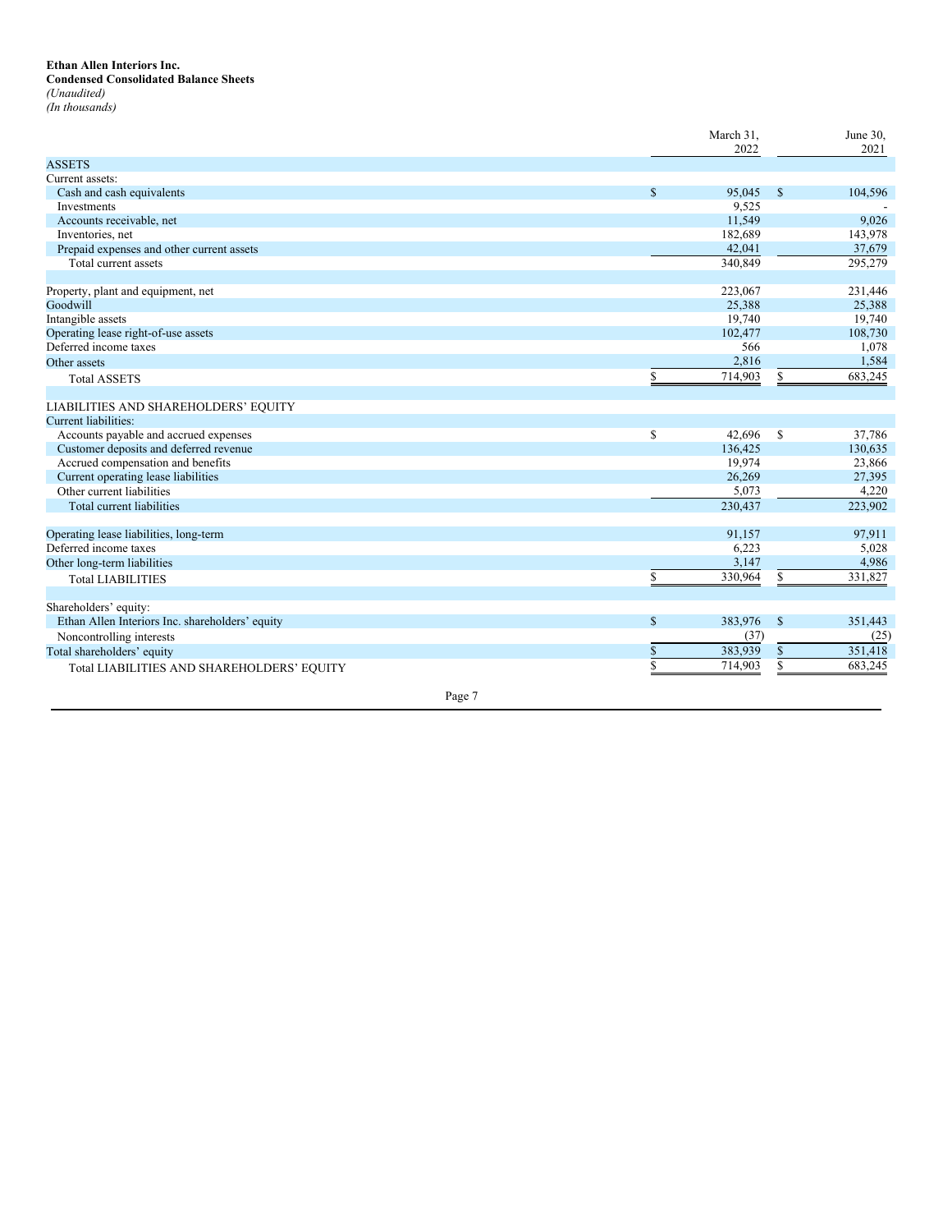**Ethan Allen Interiors Inc.**
**Condensed Consolidated Balance Sheets**
*(Unaudited)*
*(In thousands)*

| | March 31, 2022 | June 30, 2021 |
|---|---|---|
| ASSETS | | |
| Current assets: | | |
| Cash and cash equivalents | $ 95,045 | $ 104,596 |
| Investments | 9,525 | - |
| Accounts receivable, net | 11,549 | 9,026 |
| Inventories, net | 182,689 | 143,978 |
| Prepaid expenses and other current assets | 42,041 | 37,679 |
| Total current assets | 340,849 | 295,279 |
| | | |
| Property, plant and equipment, net | 223,067 | 231,446 |
| Goodwill | 25,388 | 25,388 |
| Intangible assets | 19,740 | 19,740 |
| Operating lease right-of-use assets | 102,477 | 108,730 |
| Deferred income taxes | 566 | 1,078 |
| Other assets | 2,816 | 1,584 |
| Total ASSETS | $ 714,903 | $ 683,245 |
| | | |
| LIABILITIES AND SHAREHOLDERS' EQUITY | | |
| Current liabilities: | | |
| Accounts payable and accrued expenses | $ 42,696 | $ 37,786 |
| Customer deposits and deferred revenue | 136,425 | 130,635 |
| Accrued compensation and benefits | 19,974 | 23,866 |
| Current operating lease liabilities | 26,269 | 27,395 |
| Other current liabilities | 5,073 | 4,220 |
| Total current liabilities | 230,437 | 223,902 |
| | | |
| Operating lease liabilities, long-term | 91,157 | 97,911 |
| Deferred income taxes | 6,223 | 5,028 |
| Other long-term liabilities | 3,147 | 4,986 |
| Total LIABILITIES | $ 330,964 | $ 331,827 |
| | | |
| Shareholders' equity: | | |
| Ethan Allen Interiors Inc. shareholders' equity | $ 383,976 | $ 351,443 |
| Noncontrolling interests | (37) | (25) |
| Total shareholders' equity | $ 383,939 | $ 351,418 |
| Total LIABILITIES AND SHAREHOLDERS' EQUITY | $ 714,903 | $ 683,245 |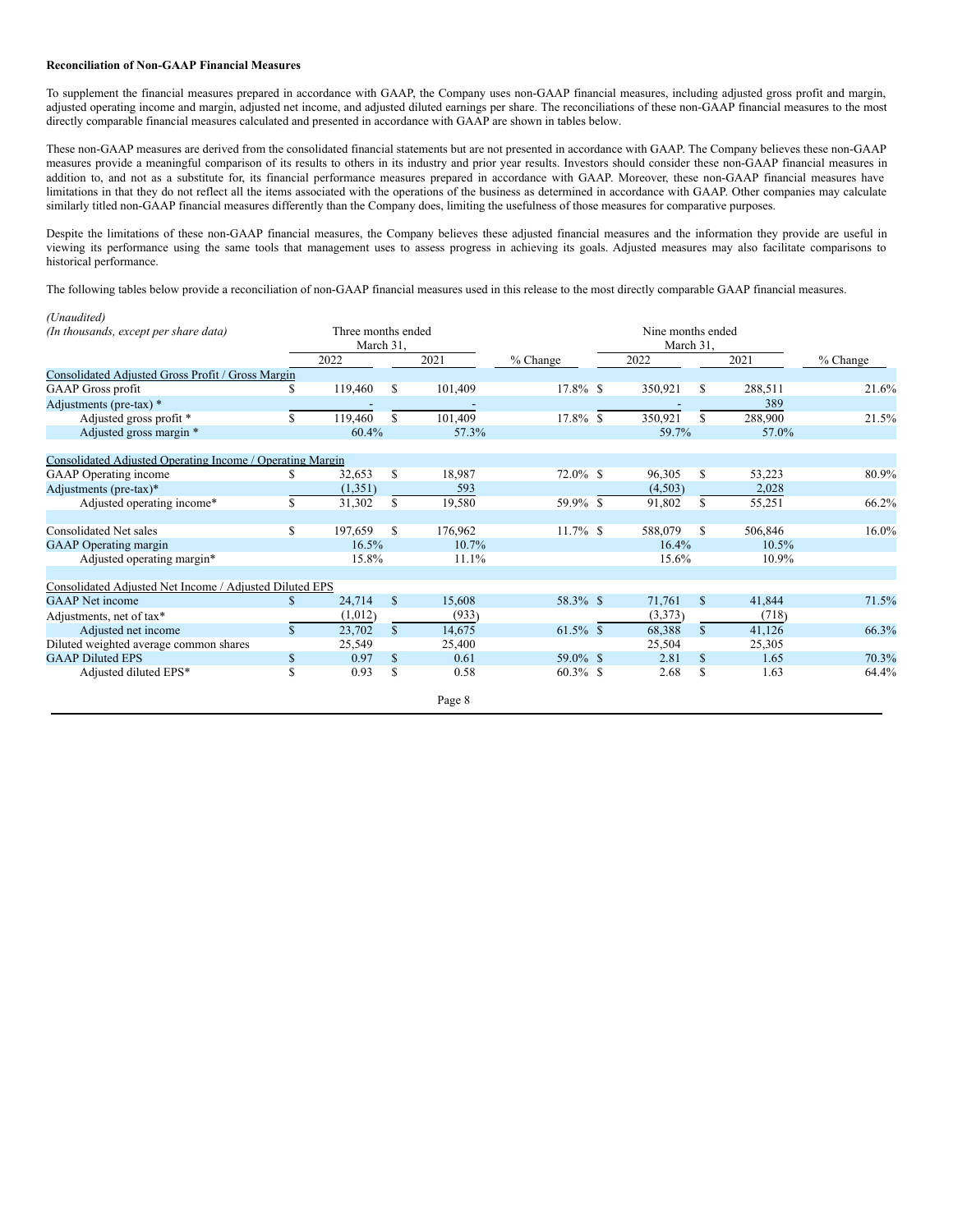**Reconciliation of Non-GAAP Financial Measures**

To supplement the financial measures prepared in accordance with GAAP, the Company uses non-GAAP financial measures, including adjusted gross profit and margin, adjusted operating income and margin, adjusted net income, and adjusted diluted earnings per share. The reconciliations of these non-GAAP financial measures to the most directly comparable financial measures calculated and presented in accordance with GAAP are shown in tables below.

These non-GAAP measures are derived from the consolidated financial statements but are not presented in accordance with GAAP. The Company believes these non-GAAP measures provide a meaningful comparison of its results to others in its industry and prior year results. Investors should consider these non-GAAP financial measures in addition to, and not as a substitute for, its financial performance measures prepared in accordance with GAAP. Moreover, these non-GAAP financial measures have limitations in that they do not reflect all the items associated with the operations of the business as determined in accordance with GAAP. Other companies may calculate similarly titled non-GAAP financial measures differently than the Company does, limiting the usefulness of those measures for comparative purposes.

Despite the limitations of these non-GAAP financial measures, the Company believes these adjusted financial measures and the information they provide are useful in viewing its performance using the same tools that management uses to assess progress in achieving its goals. Adjusted measures may also facilitate comparisons to historical performance.

The following tables below provide a reconciliation of non-GAAP financial measures used in this release to the most directly comparable GAAP financial measures.

*(Unaudited)*

| *(In thousands, except per share data)* | Three months ended March 31, | | | Nine months ended March 31, | | |
|---|---|---|---|---|---|---|
| | 2022 | 2021 | % Change | 2022 | 2021 | % Change |
| Consolidated Adjusted Gross Profit / Gross Margin | | | | | | |
| GAAP Gross profit | $ 119,460 | $ 101,409 | 17.8% | $ 350,921 | $ 288,511 | 21.6% |
| Adjustments (pre-tax) * | - | - | | - | 389 | |
| Adjusted gross profit * | $ 119,460 | $ 101,409 | 17.8% | $ 350,921 | $ 288,900 | 21.5% |
| Adjusted gross margin * | 60.4% | 57.3% | | 59.7% | 57.0% | |
| Consolidated Adjusted Operating Income / Operating Margin | | | | | | |
| GAAP Operating income | $ 32,653 | $ 18,987 | 72.0% | $ 96,305 | $ 53,223 | 80.9% |
| Adjustments (pre-tax)* | (1,351) | 593 | | (4,503) | 2,028 | |
| Adjusted operating income* | $ 31,302 | $ 19,580 | 59.9% | $ 91,802 | $ 55,251 | 66.2% |
| Consolidated Net sales | $ 197,659 | $ 176,962 | 11.7% | $ 588,079 | $ 506,846 | 16.0% |
| GAAP Operating margin | 16.5% | 10.7% | | 16.4% | 10.5% | |
| Adjusted operating margin* | 15.8% | 11.1% | | 15.6% | 10.9% | |
| Consolidated Adjusted Net Income / Adjusted Diluted EPS | | | | | | |
| GAAP Net income | $ 24,714 | $ 15,608 | 58.3% | $ 71,761 | $ 41,844 | 71.5% |
| Adjustments, net of tax* | (1,012) | (933) | | (3,373) | (718) | |
| Adjusted net income | $ 23,702 | $ 14,675 | 61.5% | $ 68,388 | $ 41,126 | 66.3% |
| Diluted weighted average common shares | 25,549 | 25,400 | | 25,504 | 25,305 | |
| GAAP Diluted EPS | $ 0.97 | $ 0.61 | 59.0% | $ 2.81 | $ 1.65 | 70.3% |
| Adjusted diluted EPS* | $ 0.93 | $ 0.58 | 60.3% | $ 2.68 | $ 1.63 | 64.4% |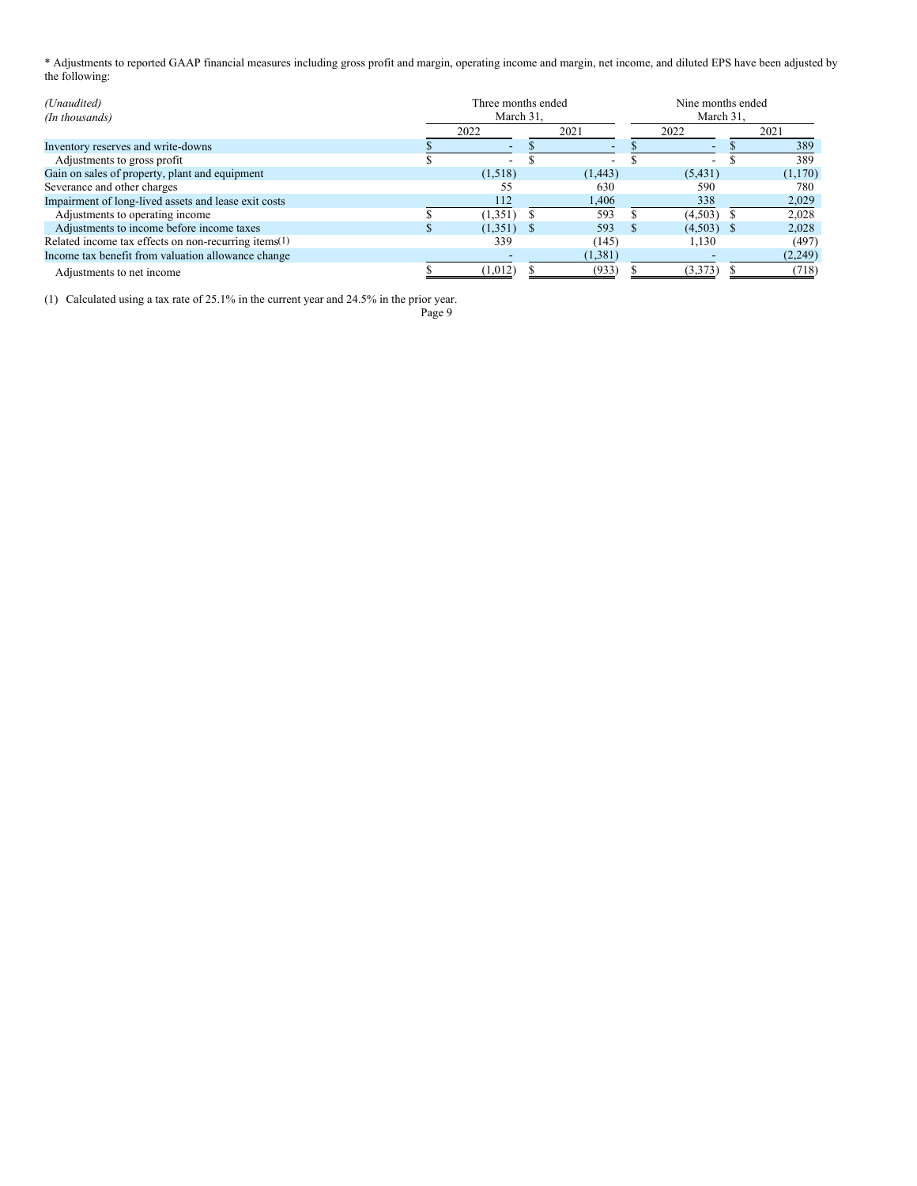* Adjustments to reported GAAP financial measures including gross profit and margin, operating income and margin, net income, and diluted EPS have been adjusted by the following:

| *(Unaudited)* *(In thousands)* | Three months ended March 31, | | Nine months ended March 31, | |
|---|---|---|---|---|
| | 2022 | 2021 | 2022 | 2021 |
| Inventory reserves and write-downs | $ - | $ - | $ - | $ 389 |
| Adjustments to gross profit | $ - | $ - | $ - | $ 389 |
| Gain on sales of property, plant and equipment | (1,518) | (1,443) | (5,431) | (1,170) |
| Severance and other charges | 55 | 630 | 590 | 780 |
| Impairment of long-lived assets and lease exit costs | 112 | 1,406 | 338 | 2,029 |
| Adjustments to operating income | $ (1,351) | $ 593 | $ (4,503) | $ 2,028 |
| Adjustments to income before income taxes | $ (1,351) | $ 593 | $ (4,503) | $ 2,028 |
| Related income tax effects on non-recurring items(1) | 339 | (145) | 1,130 | (497) |
| Income tax benefit from valuation allowance change | - | (1,381) | - | (2,249) |
| Adjustments to net income | $ (1,012) | $ (933) | $ (3,373) | $ (718) |

(1) Calculated using a tax rate of 25.1% in the current year and 24.5% in the prior year.